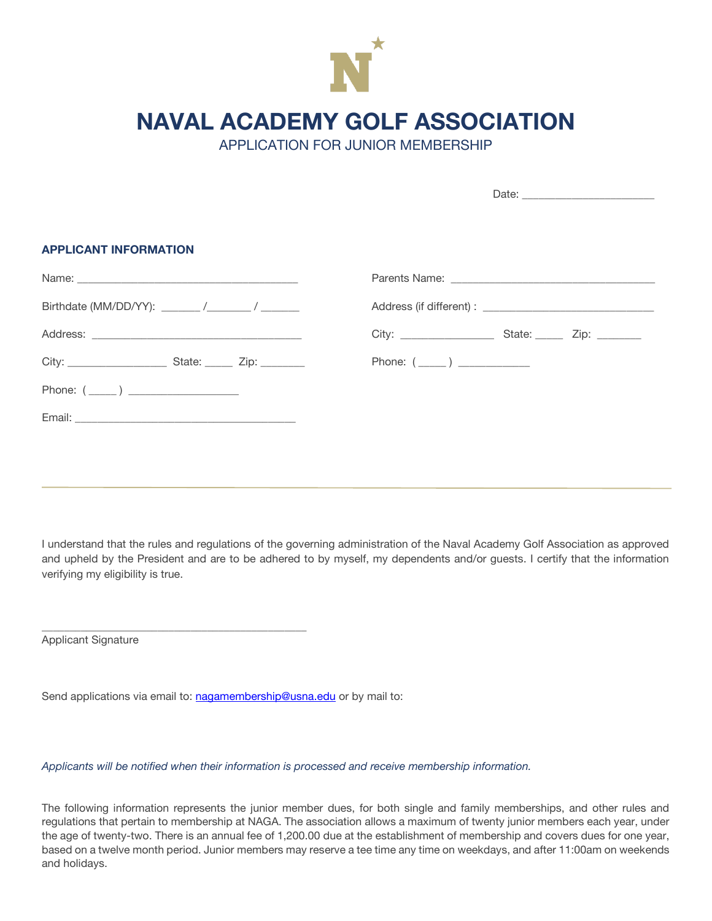# NAVAL ACADEMY GOLF ASSOCIATION

APPLICATION FOR JUNIOR MEMBERSHIP

Date: ______________________

### APPLICANT INFORMATION

Name: ______________________________________

Birthdate (MM/DD/YY): _______ /_______ / _______

Address: ____________________________________

City: _________________ State: _____ Zip: ________

Phone: ( _____ ) ___________________

Email: ______________________________________

Parents Name: __________________________________

Address (if different) : _____________________________

City: ________________ State: _____ Zip: ________

Phone: ( _____ ) ____________

---

I understand that the rules and regulations of the governing administration of the Naval Academy Golf Association as approved and upheld by the President and are to be adhered to by myself, my dependents and/or guests. I certify that the information verifying my eligibility is true.

_____________________________________________

Applicant Signature

Send applications via email to: nagamembership@usna.edu or by mail to:

*Applicants will be notified when their information is processed and receive membership information.*

The following information represents the junior member dues, for both single and family memberships, and other rules and regulations that pertain to membership at NAGA. The association allows a maximum of twenty junior members each year, under the age of twenty-two. There is an annual fee of 1,200.00 due at the establishment of membership and covers dues for one year, based on a twelve month period. Junior members may reserve a tee time any time on weekdays, and after 11:00am on weekends and holidays.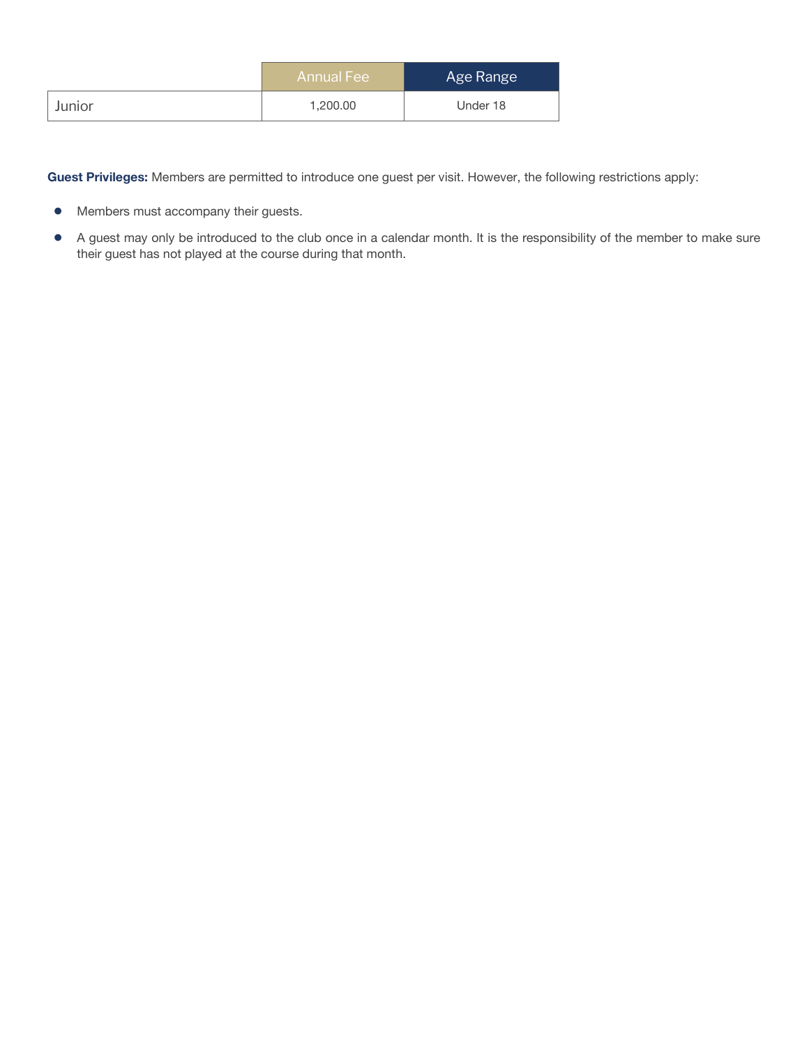| | Annual Fee | Age Range |
|---|---|---|
| Junior | 1,200.00 | Under 18 |

**Guest Privileges:** Members are permitted to introduce one guest per visit. However, the following restrictions apply:

- Members must accompany their guests.
- A guest may only be introduced to the club once in a calendar month. It is the responsibility of the member to make sure their guest has not played at the course during that month.